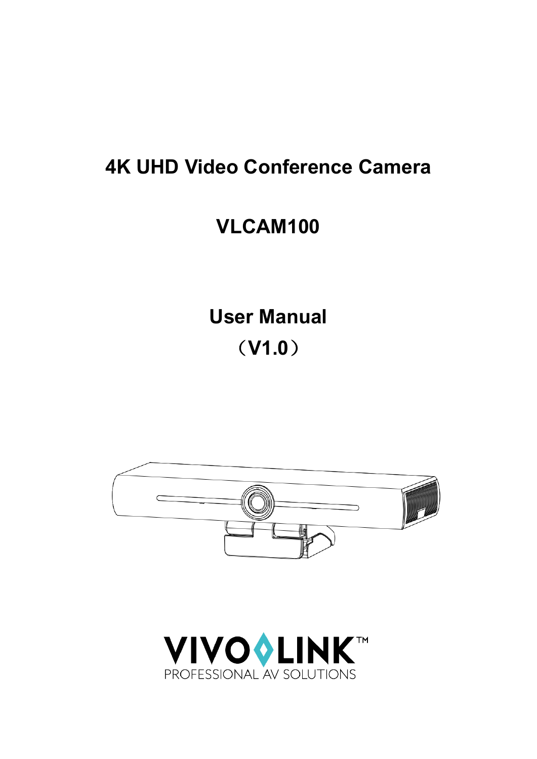# 4K UHD Video Conference Camera

# VLCAM100

## User Manual

## （V1.0）

VIVOLINK™

PROFESSIONAL AV SOLUTIONS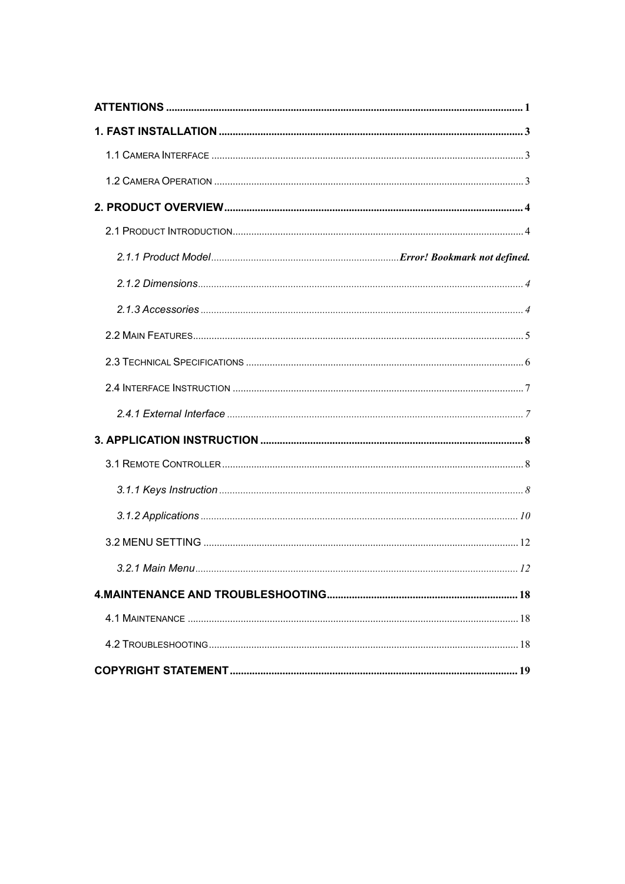ATTENTIONS ........................................................................................................................ 1

1. FAST INSTALLATION ........................................................................................................ 3

1.1 CAMERA INTERFACE ........................................................................................................ 3

1.2 CAMERA OPERATION ........................................................................................................ 3

2. PRODUCT OVERVIEW ........................................................................................................ 4

2.1 PRODUCT INTRODUCTION ........................................................................................................ 4

*2.1.1 Product Model* ........................................................................ ***Error! Bookmark not defined.***

*2.1.2 Dimensions* ........................................................................................................ *4*

*2.1.3 Accessories* ........................................................................................................ *4*

2.2 MAIN FEATURES ........................................................................................................ 5

2.3 TECHNICAL SPECIFICATIONS ........................................................................................................ 6

2.4 INTERFACE INSTRUCTION ........................................................................................................ 7

*2.4.1 External Interface* ........................................................................................................ *7*

3. APPLICATION INSTRUCTION ........................................................................................................ 8

3.1 REMOTE CONTROLLER ........................................................................................................ 8

*3.1.1 Keys Instruction* ........................................................................................................ *8*

*3.1.2 Applications* ........................................................................................................ *10*

3.2 MENU SETTING ........................................................................................................ 12

*3.2.1 Main Menu* ........................................................................................................ *12*

4.MAINTENANCE AND TROUBLESHOOTING ........................................................................................................ 18

4.1 MAINTENANCE ........................................................................................................ 18

4.2 TROUBLESHOOTING ........................................................................................................ 18

COPYRIGHT STATEMENT ........................................................................................................ 19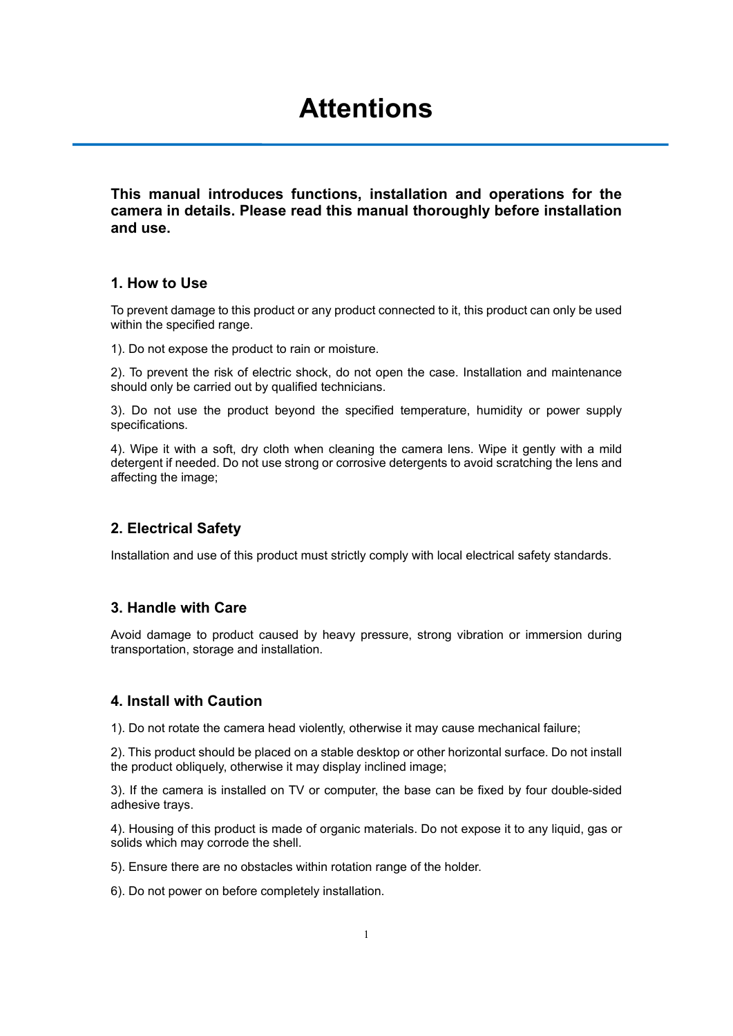# Attentions

**This manual introduces functions, installation and operations for the camera in details. Please read this manual thoroughly before installation and use.**

## 1. How to Use

To prevent damage to this product or any product connected to it, this product can only be used within the specified range.

1). Do not expose the product to rain or moisture.

2). To prevent the risk of electric shock, do not open the case. Installation and maintenance should only be carried out by qualified technicians.

3). Do not use the product beyond the specified temperature, humidity or power supply specifications.

4). Wipe it with a soft, dry cloth when cleaning the camera lens. Wipe it gently with a mild detergent if needed. Do not use strong or corrosive detergents to avoid scratching the lens and affecting the image;

## 2. Electrical Safety

Installation and use of this product must strictly comply with local electrical safety standards.

## 3. Handle with Care

Avoid damage to product caused by heavy pressure, strong vibration or immersion during transportation, storage and installation.

## 4. Install with Caution

1). Do not rotate the camera head violently, otherwise it may cause mechanical failure;

2). This product should be placed on a stable desktop or other horizontal surface. Do not install the product obliquely, otherwise it may display inclined image;

3). If the camera is installed on TV or computer, the base can be fixed by four double-sided adhesive trays.

4). Housing of this product is made of organic materials. Do not expose it to any liquid, gas or solids which may corrode the shell.

5). Ensure there are no obstacles within rotation range of the holder.

6). Do not power on before completely installation.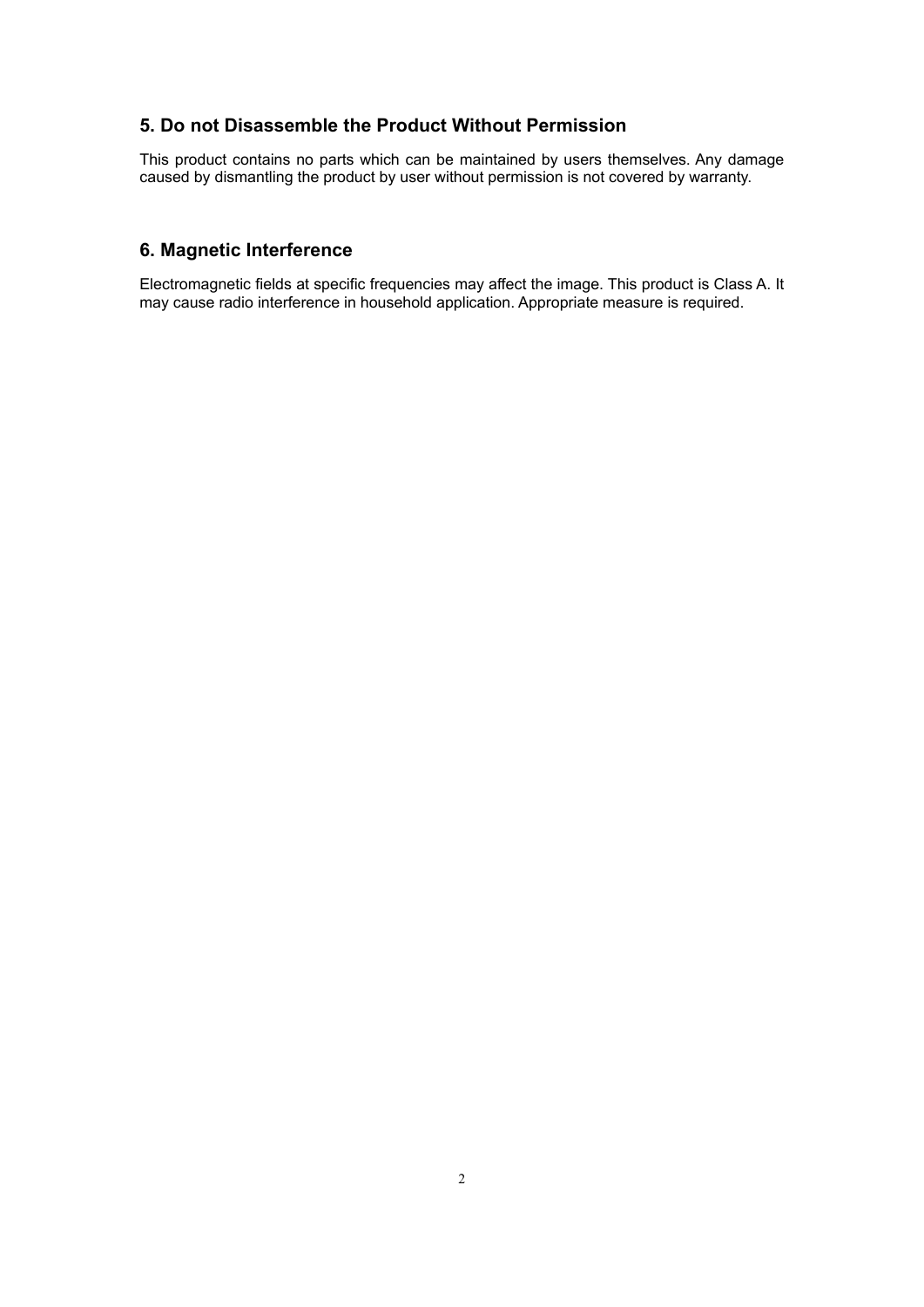## 5. Do not Disassemble the Product Without Permission

This product contains no parts which can be maintained by users themselves. Any damage caused by dismantling the product by user without permission is not covered by warranty.

## 6. Magnetic Interference

Electromagnetic fields at specific frequencies may affect the image. This product is Class A. It may cause radio interference in household application. Appropriate measure is required.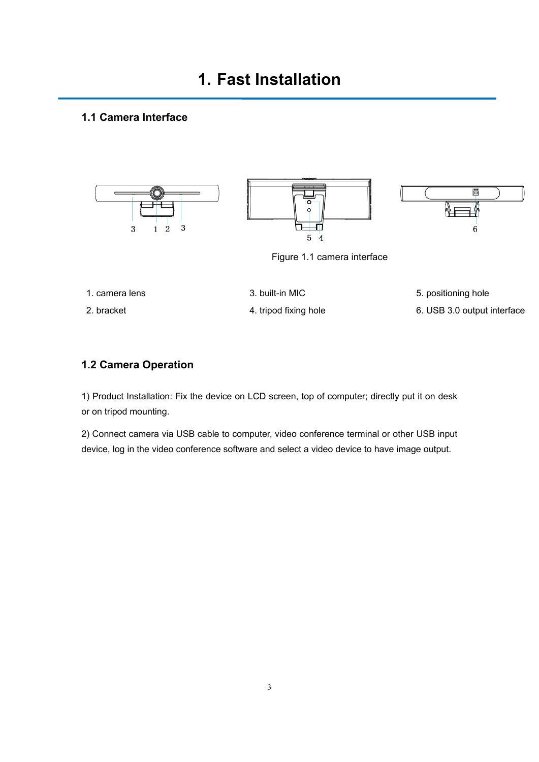# 1. Fast Installation

## 1.1 Camera Interface

Figure 1.1 camera interface

1. camera lens
2. bracket
3. built-in MIC
4. tripod fixing hole
5. positioning hole
6. USB 3.0 output interface

## 1.2 Camera Operation

1) Product Installation: Fix the device on LCD screen, top of computer; directly put it on desk or on tripod mounting.

2) Connect camera via USB cable to computer, video conference terminal or other USB input device, log in the video conference software and select a video device to have image output.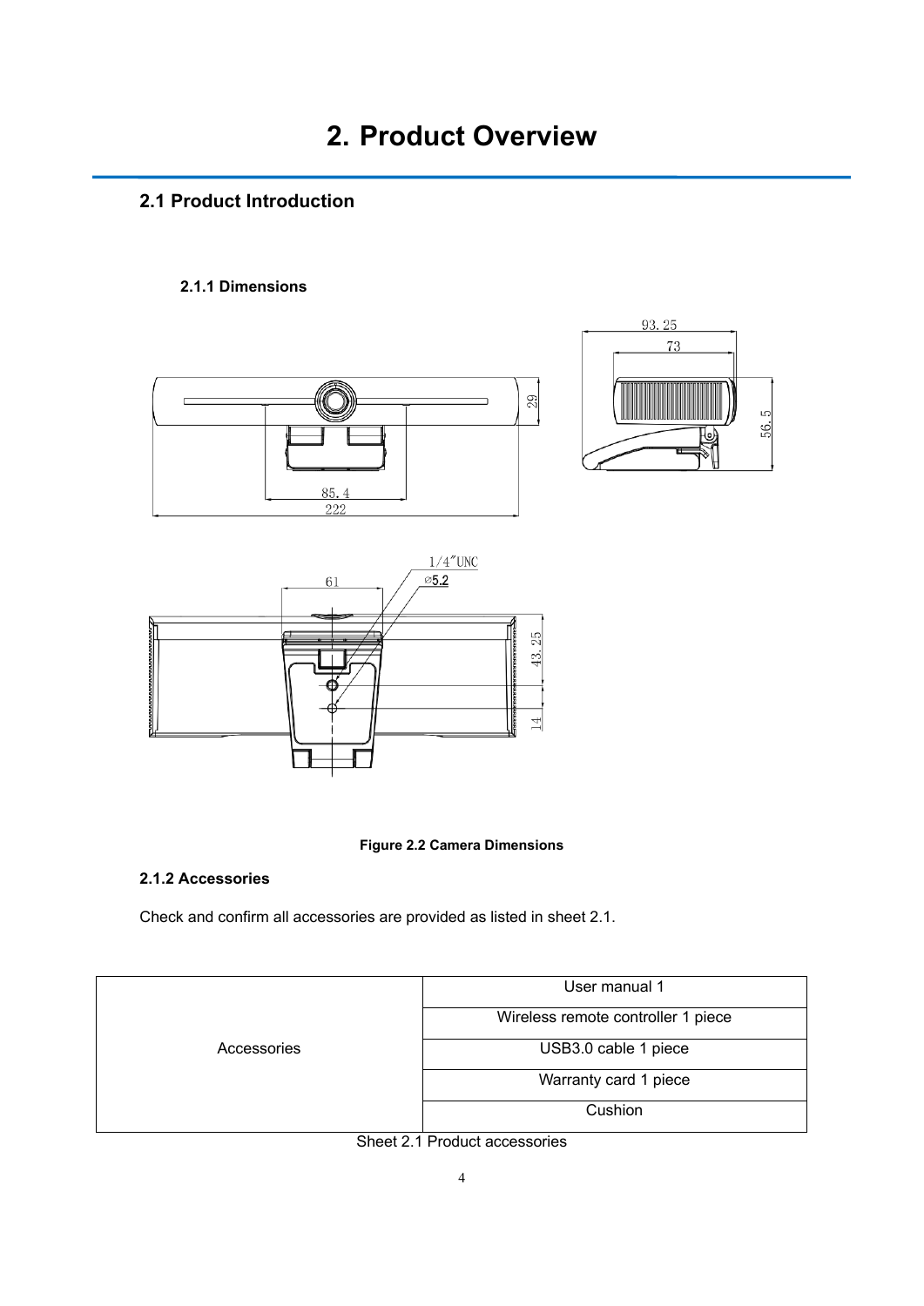# 2. Product Overview

## 2.1 Product Introduction

### 2.1.1 Dimensions

**Figure 2.2 Camera Dimensions**

### 2.1.2 Accessories

Check and confirm all accessories are provided as listed in sheet 2.1.

| | |
|---|---|
| Accessories | User manual 1 |
| | Wireless remote controller 1 piece |
| | USB3.0 cable 1 piece |
| | Warranty card 1 piece |
| | Cushion |

Sheet 2.1 Product accessories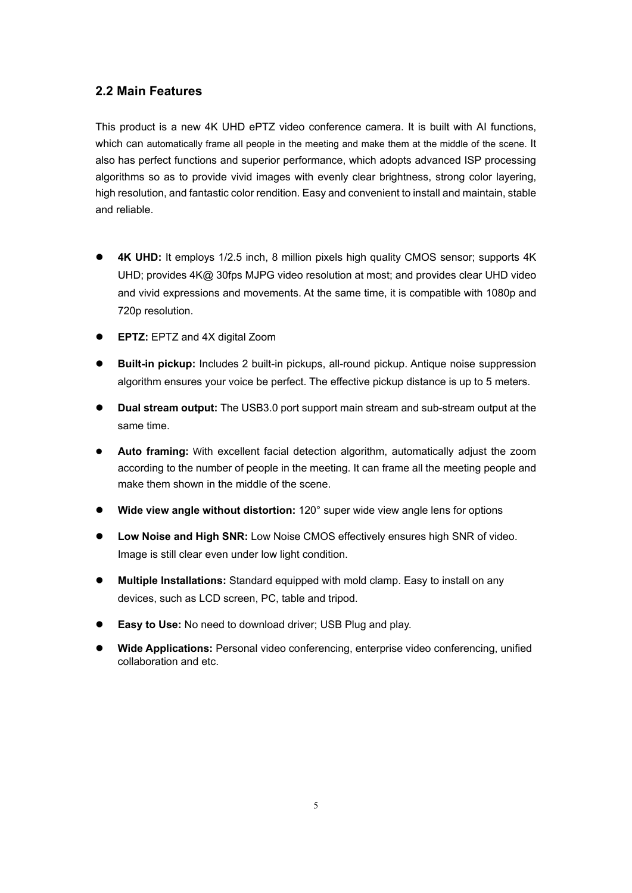## 2.2 Main Features

This product is a new 4K UHD ePTZ video conference camera. It is built with AI functions, which can automatically frame all people in the meeting and make them at the middle of the scene. It also has perfect functions and superior performance, which adopts advanced ISP processing algorithms so as to provide vivid images with evenly clear brightness, strong color layering, high resolution, and fantastic color rendition. Easy and convenient to install and maintain, stable and reliable.

- **4K UHD:** It employs 1/2.5 inch, 8 million pixels high quality CMOS sensor; supports 4K UHD; provides 4K@ 30fps MJPG video resolution at most; and provides clear UHD video and vivid expressions and movements. At the same time, it is compatible with 1080p and 720p resolution.
- **EPTZ:** EPTZ and 4X digital Zoom
- **Built-in pickup:** Includes 2 built-in pickups, all-round pickup. Antique noise suppression algorithm ensures your voice be perfect. The effective pickup distance is up to 5 meters.
- **Dual stream output:** The USB3.0 port support main stream and sub-stream output at the same time.
- **Auto framing:** With excellent facial detection algorithm, automatically adjust the zoom according to the number of people in the meeting. It can frame all the meeting people and make them shown in the middle of the scene.
- **Wide view angle without distortion:** 120° super wide view angle lens for options
- **Low Noise and High SNR:** Low Noise CMOS effectively ensures high SNR of video. Image is still clear even under low light condition.
- **Multiple Installations:** Standard equipped with mold clamp. Easy to install on any devices, such as LCD screen, PC, table and tripod.
- **Easy to Use:** No need to download driver; USB Plug and play.
- **Wide Applications:** Personal video conferencing, enterprise video conferencing, unified collaboration and etc.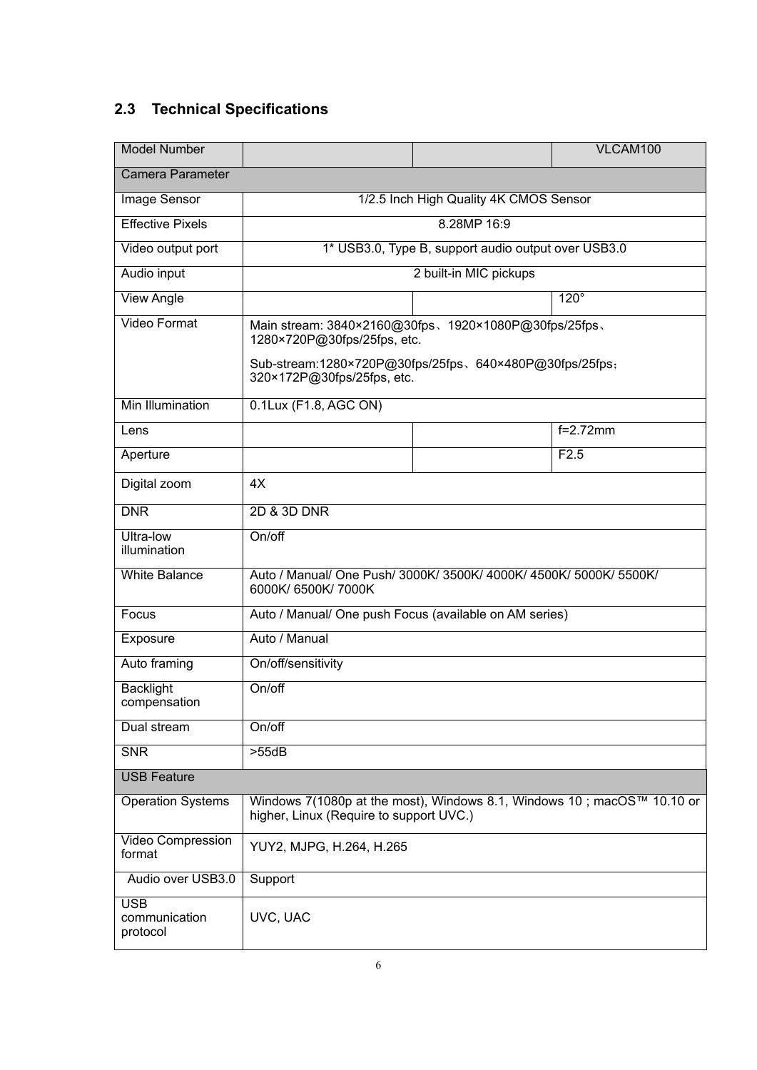## 2.3 Technical Specifications

| Model Number | | | VLCAM100 |
|---|---|---|---|
| Camera Parameter | | | |
| Image Sensor | 1/2.5 Inch High Quality 4K CMOS Sensor | | |
| Effective Pixels | 8.28MP 16:9 | | |
| Video output port | 1* USB3.0, Type B, support audio output over USB3.0 | | |
| Audio input | 2 built-in MIC pickups | | |
| View Angle | | | 120° |
| Video Format | Main stream: 3840×2160@30fps、1920×1080P@30fps/25fps、1280×720P@30fps/25fps, etc.<br>Sub-stream:1280×720P@30fps/25fps、640×480P@30fps/25fps；320×172P@30fps/25fps, etc. | | |
| Min Illumination | 0.1Lux (F1.8, AGC ON) | | |
| Lens | | | f=2.72mm |
| Aperture | | | F2.5 |
| Digital zoom | 4X | | |
| DNR | 2D & 3D DNR | | |
| Ultra-low illumination | On/off | | |
| White Balance | Auto / Manual/ One Push/ 3000K/ 3500K/ 4000K/ 4500K/ 5000K/ 5500K/ 6000K/ 6500K/ 7000K | | |
| Focus | Auto / Manual/ One push Focus (available on AM series) | | |
| Exposure | Auto / Manual | | |
| Auto framing | On/off/sensitivity | | |
| Backlight compensation | On/off | | |
| Dual stream | On/off | | |
| SNR | >55dB | | |
| USB Feature | | | |
| Operation Systems | Windows 7(1080p at the most), Windows 8.1, Windows 10 ; macOS™ 10.10 or higher, Linux (Require to support UVC.) | | |
| Video Compression format | YUY2, MJPG, H.264, H.265 | | |
| Audio over USB3.0 | Support | | |
| USB communication protocol | UVC, UAC | | |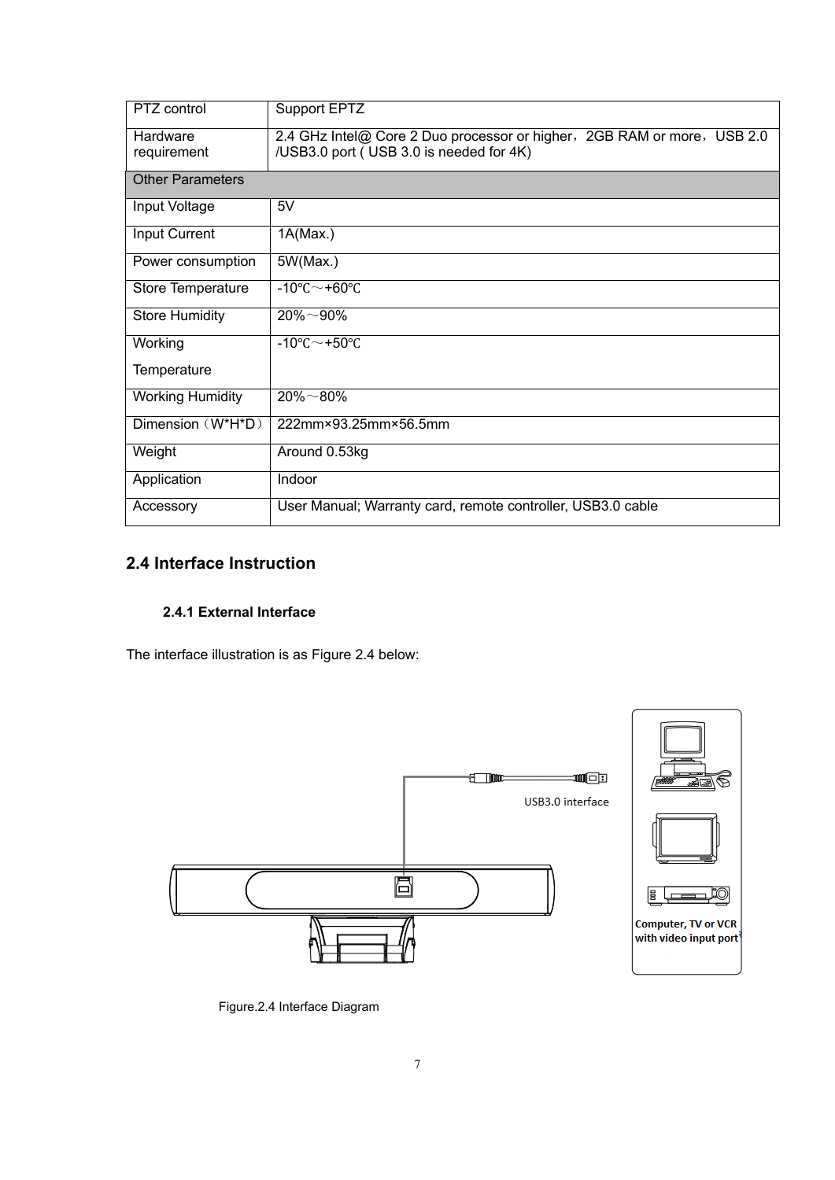| PTZ control | Support EPTZ |
|---|---|
| Hardware requirement | 2.4 GHz Intel@ Core 2 Duo processor or higher，2GB RAM or more，USB 2.0 /USB3.0 port ( USB 3.0 is needed for 4K) |
| Other Parameters | |
| Input Voltage | 5V |
| Input Current | 1A(Max.) |
| Power consumption | 5W(Max.) |
| Store Temperature | -10℃～+60℃ |
| Store Humidity | 20%～90% |
| Working Temperature | -10℃～+50℃ |
| Working Humidity | 20%～80% |
| Dimension（W*H*D） | 222mm×93.25mm×56.5mm |
| Weight | Around 0.53kg |
| Application | Indoor |
| Accessory | User Manual; Warranty card, remote controller, USB3.0 cable |

## 2.4 Interface Instruction

### 2.4.1 External Interface

The interface illustration is as Figure 2.4 below:

USB3.0 interface

Computer, TV or VCR with video input port

Figure.2.4 Interface Diagram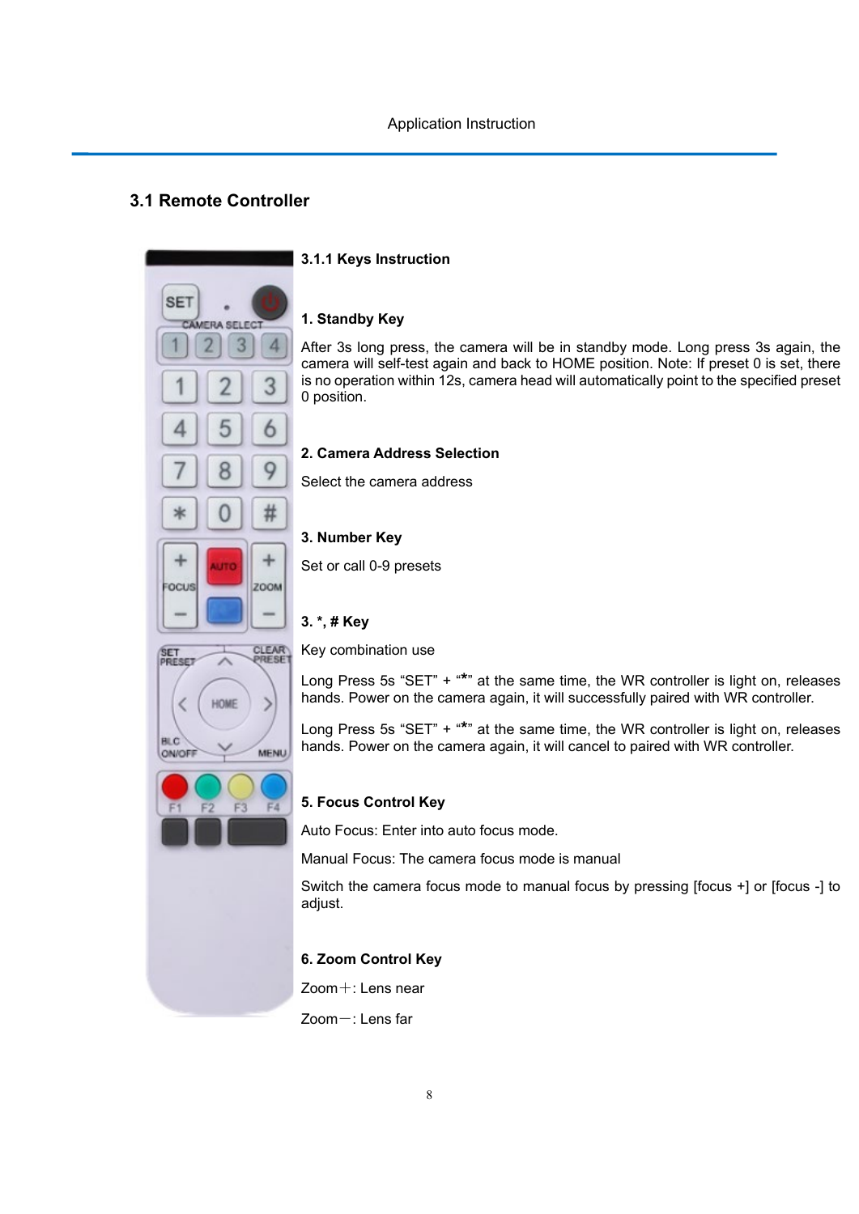## 3.1 Remote Controller

### 3.1.1 Keys Instruction

**1. Standby Key**

After 3s long press, the camera will be in standby mode. Long press 3s again, the camera will self-test again and back to HOME position. Note: If preset 0 is set, there is no operation within 12s, camera head will automatically point to the specified preset 0 position.

**2. Camera Address Selection**

Select the camera address

**3. Number Key**

Set or call 0-9 presets

**3. *, # Key**

Key combination use

Long Press 5s “SET” + “*” at the same time, the WR controller is light on, releases hands. Power on the camera again, it will successfully paired with WR controller.

Long Press 5s “SET” + “*” at the same time, the WR controller is light on, releases hands. Power on the camera again, it will cancel to paired with WR controller.

**5. Focus Control Key**

Auto Focus: Enter into auto focus mode.

Manual Focus: The camera focus mode is manual

Switch the camera focus mode to manual focus by pressing [focus +] or [focus -] to adjust.

**6. Zoom Control Key**

Zoom＋: Lens near

Zoom－: Lens far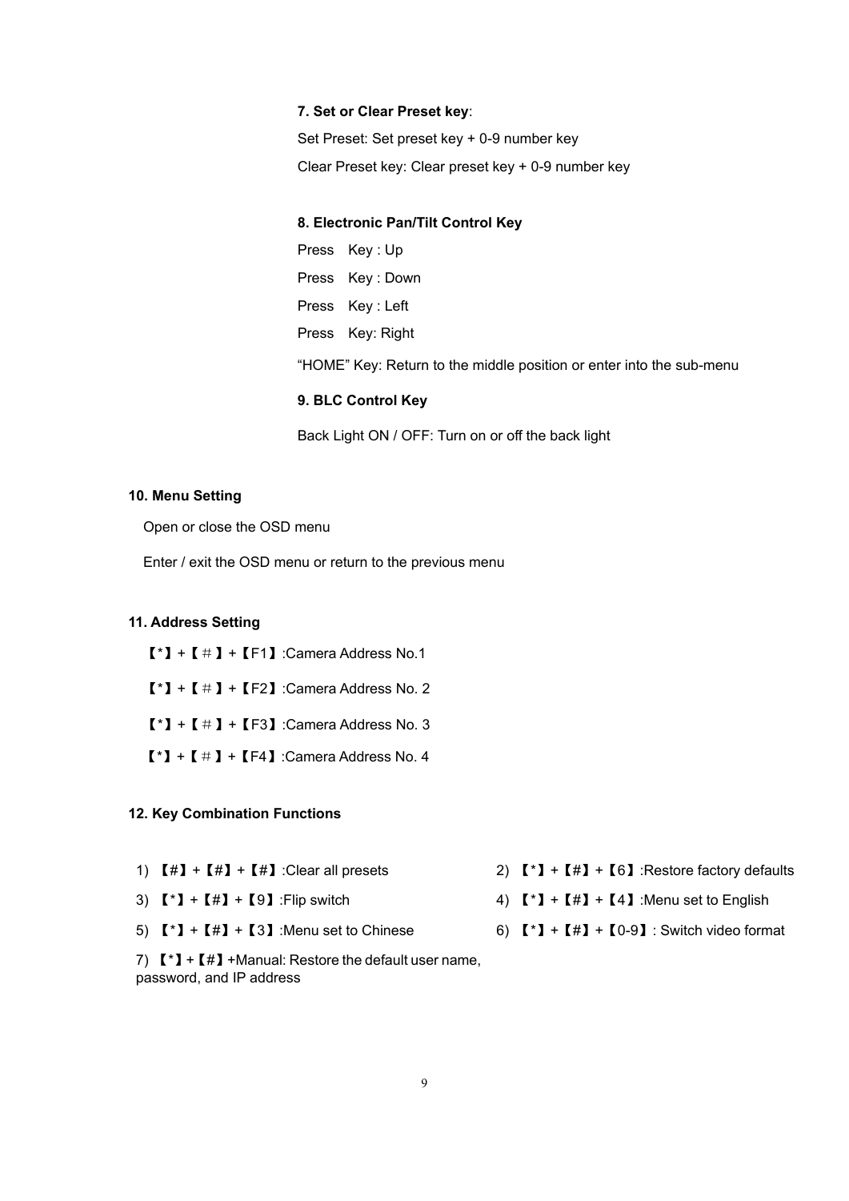**7. Set or Clear Preset key**:

Set Preset: Set preset key + 0-9 number key

Clear Preset key: Clear preset key + 0-9 number key

**8. Electronic Pan/Tilt Control Key**

Press Key : Up

Press Key : Down

Press Key : Left

Press Key: Right

“HOME” Key: Return to the middle position or enter into the sub-menu

**9. BLC Control Key**

Back Light ON / OFF: Turn on or off the back light

**10. Menu Setting**

Open or close the OSD menu

Enter / exit the OSD menu or return to the previous menu

**11. Address Setting**

【*】+【＃】+【F1】:Camera Address No.1

【*】+【＃】+【F2】:Camera Address No. 2

【*】+【＃】+【F3】:Camera Address No. 3

【*】+【＃】+【F4】:Camera Address No. 4

**12. Key Combination Functions**

1) 【#】+【#】+【#】:Clear all presets

2) 【*】+【#】+【6】:Restore factory defaults

3) 【*】+【#】+【9】:Flip switch

4) 【*】+【#】+【4】:Menu set to English

5) 【*】+【#】+【3】:Menu set to Chinese

6) 【*】+【#】+【0-9】: Switch video format

7) 【*】+【#】+Manual: Restore the default user name, password, and IP address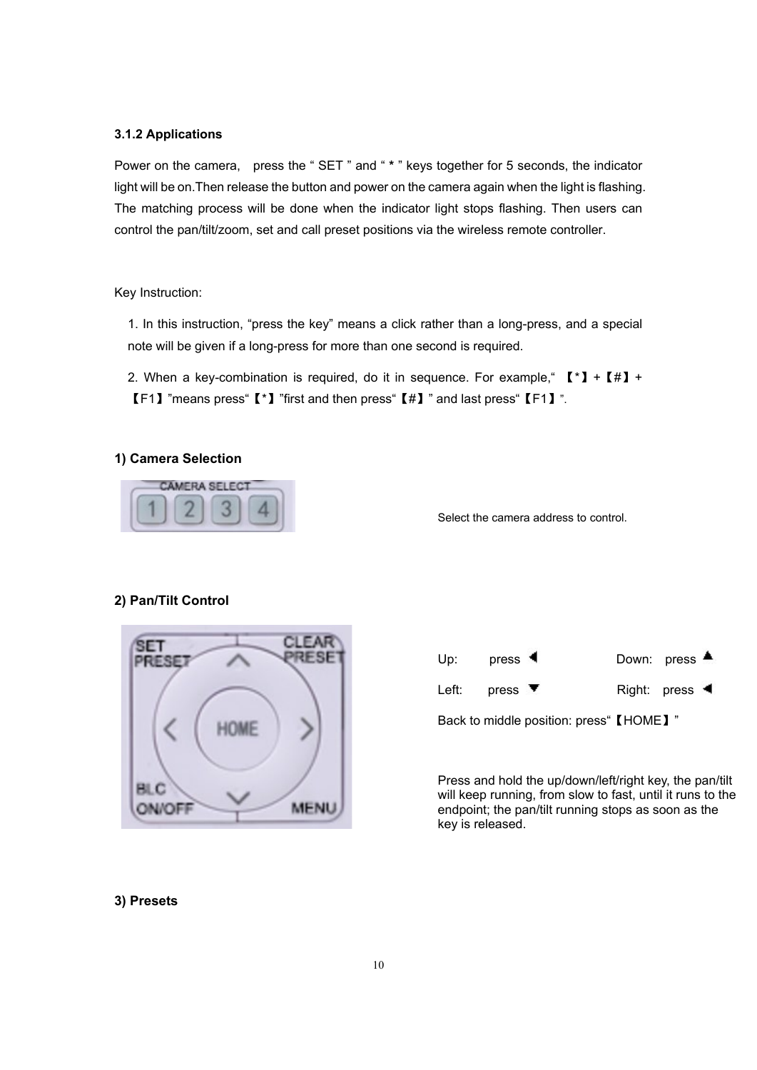### 3.1.2 Applications

Power on the camera, press the " SET " and " * " keys together for 5 seconds, the indicator light will be on.Then release the button and power on the camera again when the light is flashing. The matching process will be done when the indicator light stops flashing. Then users can control the pan/tilt/zoom, set and call preset positions via the wireless remote controller.

Key Instruction:

1. In this instruction, "press the key" means a click rather than a long-press, and a special note will be given if a long-press for more than one second is required.
2. When a key-combination is required, do it in sequence. For example," 【*】+【#】+【F1】"means press"【*】"first and then press"【#】" and last press"【F1】".

**1) Camera Selection**

Select the camera address to control.

**2) Pan/Tilt Control**

Up: press ◀ Down: press ▲

Left: press ▼ Right: press ◀

Back to middle position: press"【HOME】"

Press and hold the up/down/left/right key, the pan/tilt will keep running, from slow to fast, until it runs to the endpoint; the pan/tilt running stops as soon as the key is released.

**3) Presets**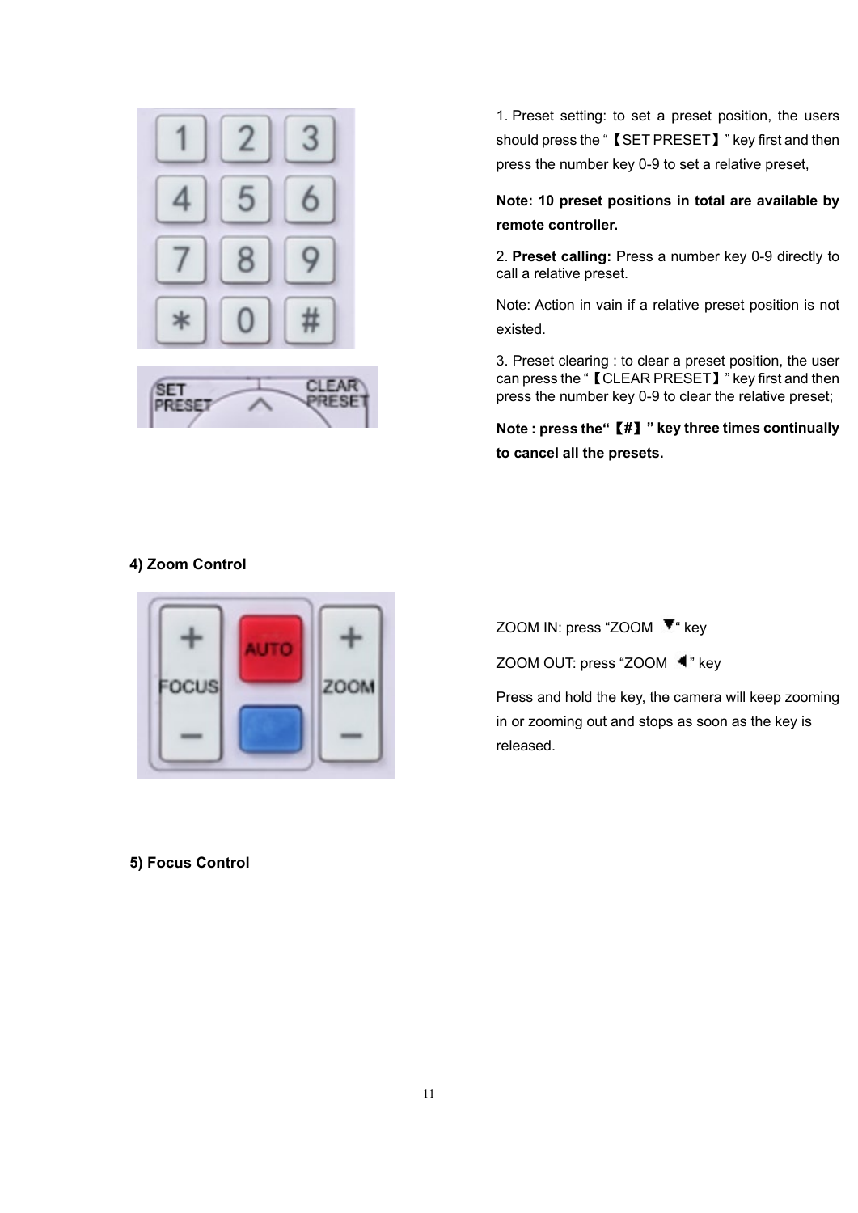1. Preset setting: to set a preset position, the users should press the "【SET PRESET】" key first and then press the number key 0-9 to set a relative preset,

**Note: 10 preset positions in total are available by remote controller.**

2. **Preset calling:** Press a number key 0-9 directly to call a relative preset.

Note: Action in vain if a relative preset position is not existed.

3. Preset clearing : to clear a preset position, the user can press the "【CLEAR PRESET】" key first and then press the number key 0-9 to clear the relative preset;

**Note : press the"【#】" key three times continually to cancel all the presets.**

**4) Zoom Control**

ZOOM IN: press "ZOOM ▼" key

ZOOM OUT: press "ZOOM ◀" key

Press and hold the key, the camera will keep zooming in or zooming out and stops as soon as the key is released.

**5) Focus Control**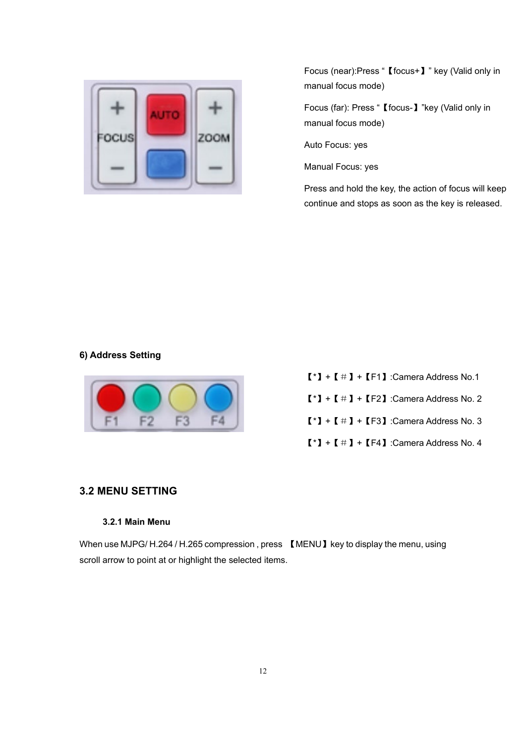Focus (near):Press “【focus+】” key (Valid only in manual focus mode)

Focus (far): Press “【focus-】”key (Valid only in manual focus mode)

Auto Focus: yes

Manual Focus: yes

Press and hold the key, the action of focus will keep continue and stops as soon as the key is released.

**6) Address Setting**

【*】+【＃】+【F1】:Camera Address No.1

【*】+【＃】+【F2】:Camera Address No. 2

【*】+【＃】+【F3】:Camera Address No. 3

【*】+【＃】+【F4】:Camera Address No. 4

## 3.2 MENU SETTING

### 3.2.1 Main Menu

When use MJPG/ H.264 / H.265 compression , press 【MENU】key to display the menu, using scroll arrow to point at or highlight the selected items.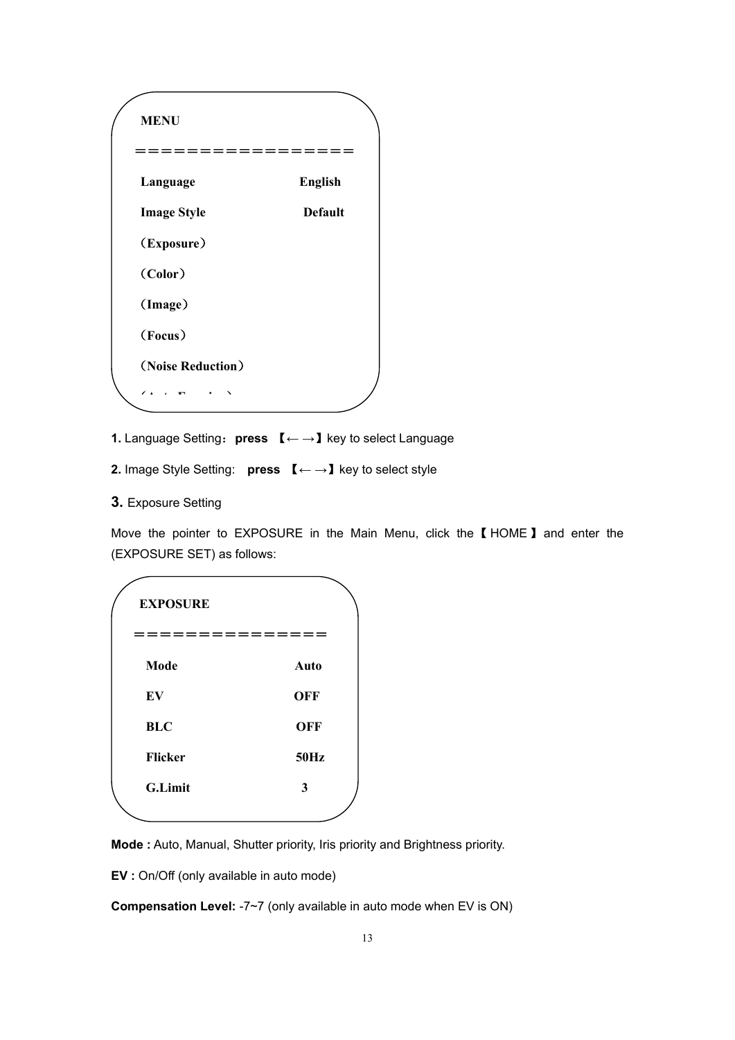**MENU**

================

| | |
|---|---|
| **Language** | **English** |
| **Image Style** | **Default** |
| **（Exposure）** | |
| **（Color）** | |
| **（Image）** | |
| **（Focus）** | |
| **（Noise Reduction）** | |

**1.** Language Setting：**press** 【← →】key to select Language

**2.** Image Style Setting: **press** 【← →】key to select style

**3.** Exposure Setting

Move the pointer to EXPOSURE in the Main Menu, click the【HOME】and enter the (EXPOSURE SET) as follows:

**EXPOSURE**

===============

| | |
|---|---|
| **Mode** | **Auto** |
| **EV** | **OFF** |
| **BLC** | **OFF** |
| **Flicker** | **50Hz** |
| **G.Limit** | **3** |

**Mode :** Auto, Manual, Shutter priority, Iris priority and Brightness priority.

**EV :** On/Off (only available in auto mode)

**Compensation Level:** -7~7 (only available in auto mode when EV is ON)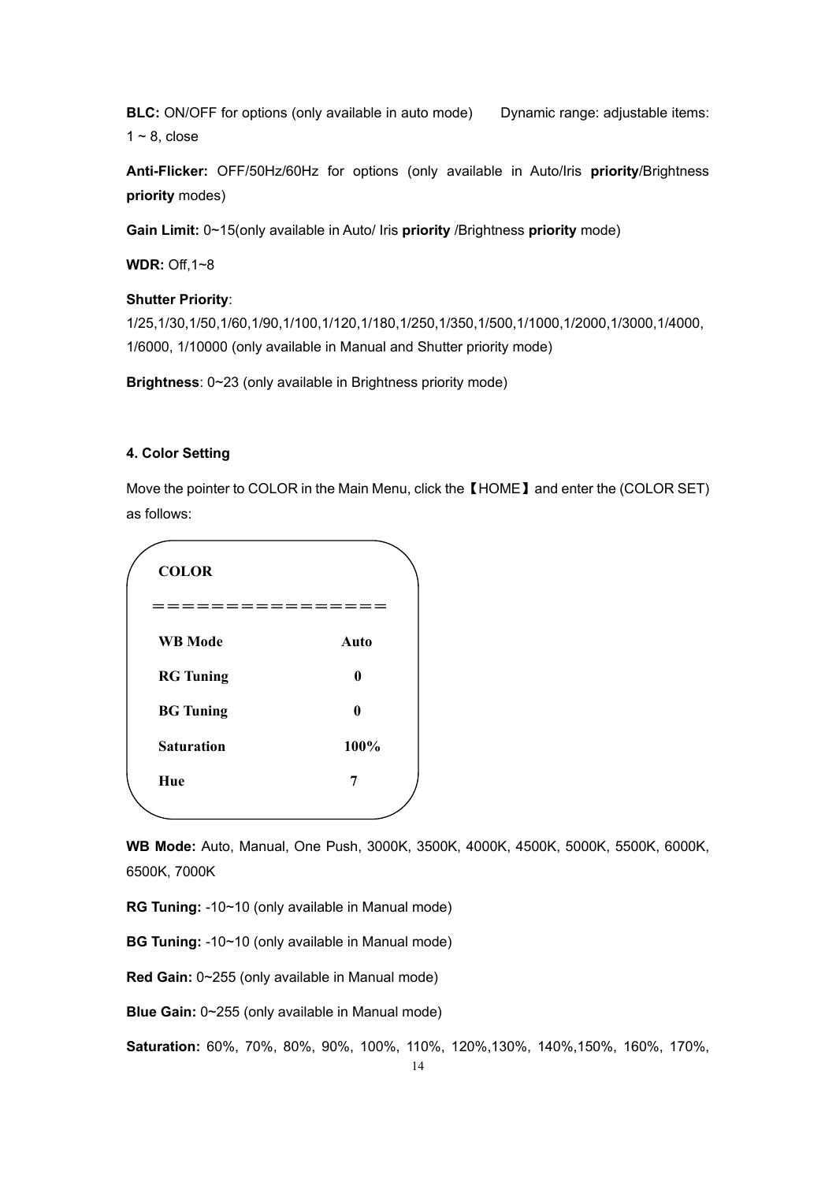**BLC:** ON/OFF for options (only available in auto mode)  Dynamic range: adjustable items: 1 ~ 8, close

**Anti-Flicker:** OFF/50Hz/60Hz for options (only available in Auto/Iris **priority**/Brightness **priority** modes)

**Gain Limit:** 0~15(only available in Auto/ Iris **priority** /Brightness **priority** mode)

**WDR:** Off,1~8

**Shutter Priority**:
1/25,1/30,1/50,1/60,1/90,1/100,1/120,1/180,1/250,1/350,1/500,1/1000,1/2000,1/3000,1/4000, 1/6000, 1/10000 (only available in Manual and Shutter priority mode)

**Brightness**: 0~23 (only available in Brightness priority mode)

#### 4. Color Setting

Move the pointer to COLOR in the Main Menu, click the【HOME】and enter the (COLOR SET) as follows:

```
COLOR
================
WB Mode          Auto
RG Tuning        0
BG Tuning        0
Saturation       100%
Hue              7
```

**WB Mode:** Auto, Manual, One Push, 3000K, 3500K, 4000K, 4500K, 5000K, 5500K, 6000K, 6500K, 7000K

**RG Tuning:** -10~10 (only available in Manual mode)

**BG Tuning:** -10~10 (only available in Manual mode)

**Red Gain:** 0~255 (only available in Manual mode)

**Blue Gain:** 0~255 (only available in Manual mode)

**Saturation:** 60%, 70%, 80%, 90%, 100%, 110%, 120%,130%, 140%,150%, 160%, 170%,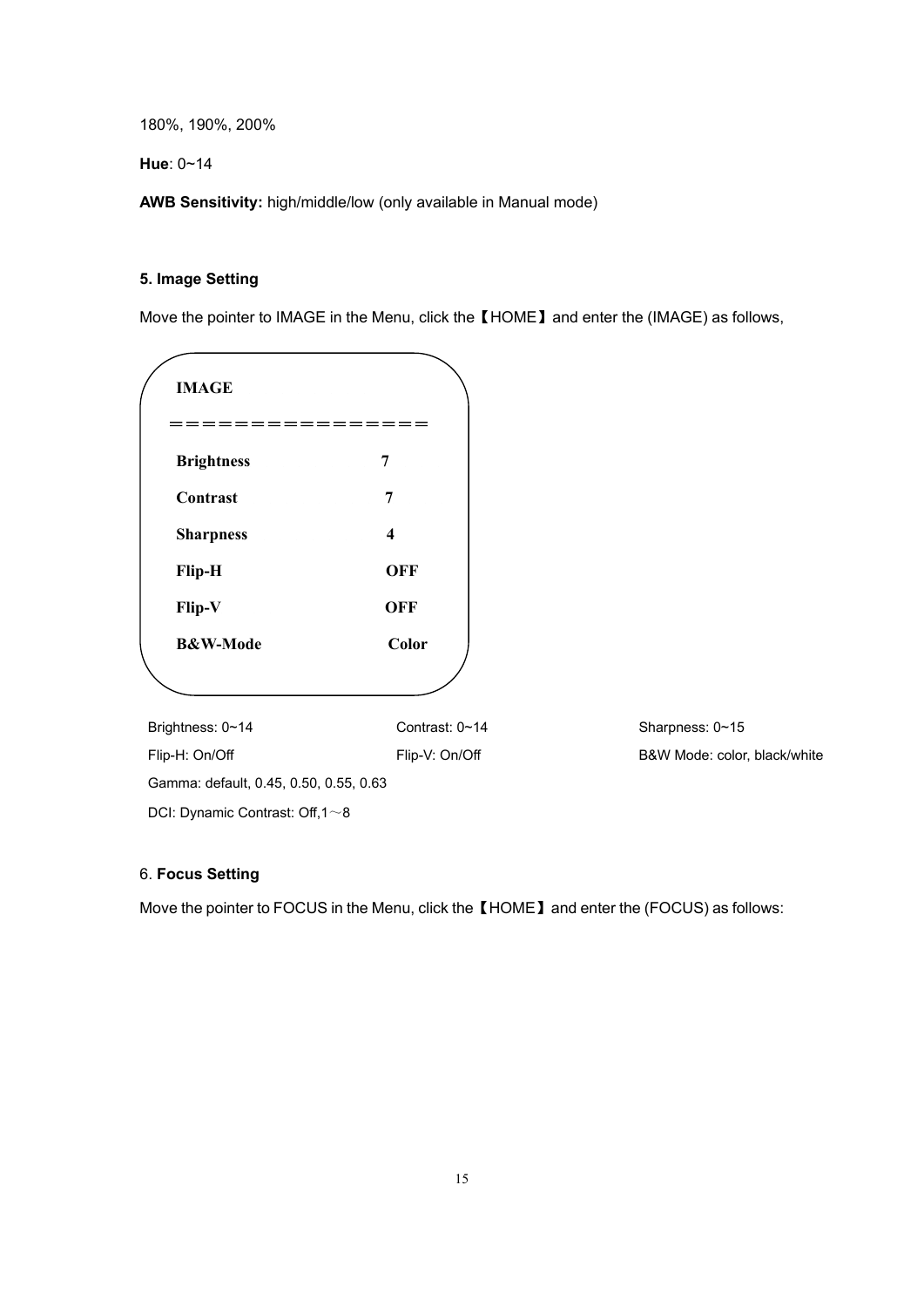180%, 190%, 200%

**Hue**: 0~14

**AWB Sensitivity:** high/middle/low (only available in Manual mode)

### 5. Image Setting

Move the pointer to IMAGE in the Menu, click the【HOME】and enter the (IMAGE) as follows,

```
IMAGE
===============
Brightness        7
Contrast          7
Sharpness         4
Flip-H            OFF
Flip-V            OFF
B&W-Mode          Color
```

| Brightness: 0~14 | Contrast: 0~14 | Sharpness: 0~15 |
|---|---|---|
| Flip-H: On/Off | Flip-V: On/Off | B&W Mode: color, black/white |

Gamma: default, 0.45, 0.50, 0.55, 0.63

DCI: Dynamic Contrast: Off,1～8

### 6. **Focus Setting**

Move the pointer to FOCUS in the Menu, click the【HOME】and enter the (FOCUS) as follows: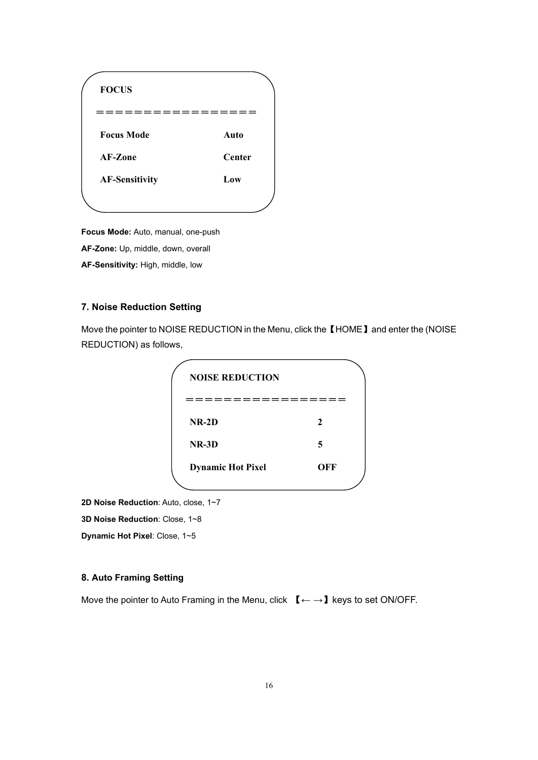```
FOCUS
=================
Focus Mode            Auto
AF-Zone               Center
AF-Sensitivity        Low
```

**Focus Mode:** Auto, manual, one-push

**AF-Zone:** Up, middle, down, overall

**AF-Sensitivity:** High, middle, low

### 7. Noise Reduction Setting

Move the pointer to NOISE REDUCTION in the Menu, click the【HOME】and enter the (NOISE REDUCTION) as follows,

```
NOISE REDUCTION
=================
NR-2D                 2
NR-3D                 5
Dynamic Hot Pixel     OFF
```

**2D Noise Reduction**: Auto, close, 1~7

**3D Noise Reduction**: Close, 1~8

**Dynamic Hot Pixel**: Close, 1~5

### 8. Auto Framing Setting

Move the pointer to Auto Framing in the Menu, click 【← →】keys to set ON/OFF.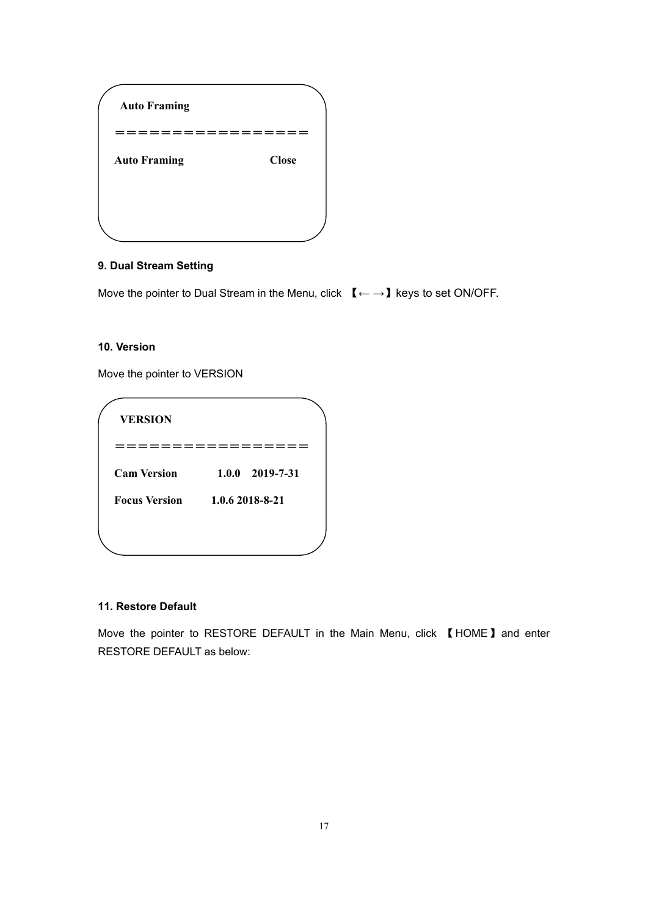Auto Framing

================

| Auto Framing | Close |
|---|---|

### 9. Dual Stream Setting

Move the pointer to Dual Stream in the Menu, click 【← →】keys to set ON/OFF.

### 10. Version

Move the pointer to VERSION

VERSION

================

| Cam Version | 1.0.0 2019-7-31 |
|---|---|
| Focus Version | 1.0.6 2018-8-21 |

### 11. Restore Default

Move the pointer to RESTORE DEFAULT in the Main Menu, click 【HOME】and enter RESTORE DEFAULT as below: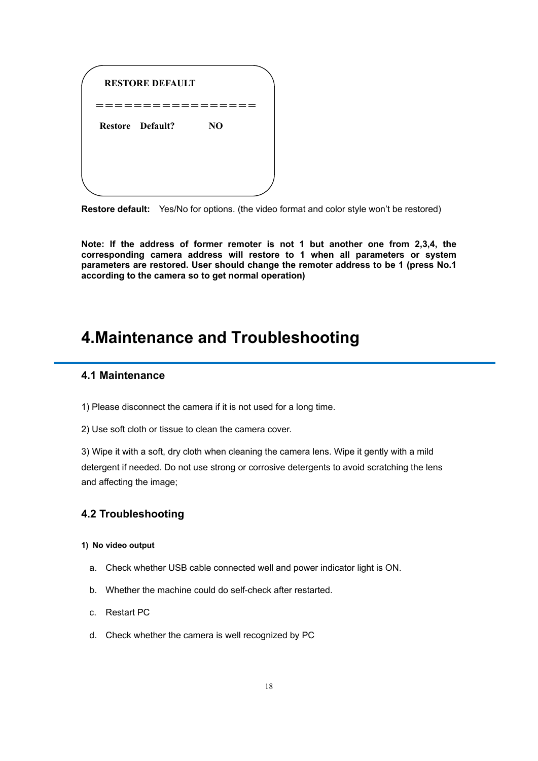```
RESTORE DEFAULT
================
Restore  Default?        NO
```

**Restore default:** Yes/No for options. (the video format and color style won't be restored)

**Note: If the address of former remoter is not 1 but another one from 2,3,4, the corresponding camera address will restore to 1 when all parameters or system parameters are restored. User should change the remoter address to be 1 (press No.1 according to the camera so to get normal operation)**

# 4.Maintenance and Troubleshooting

## 4.1 Maintenance

1) Please disconnect the camera if it is not used for a long time.

2) Use soft cloth or tissue to clean the camera cover.

3) Wipe it with a soft, dry cloth when cleaning the camera lens. Wipe it gently with a mild detergent if needed. Do not use strong or corrosive detergents to avoid scratching the lens and affecting the image;

## 4.2 Troubleshooting

**1) No video output**

a. Check whether USB cable connected well and power indicator light is ON.

b. Whether the machine could do self-check after restarted.

c. Restart PC

d. Check whether the camera is well recognized by PC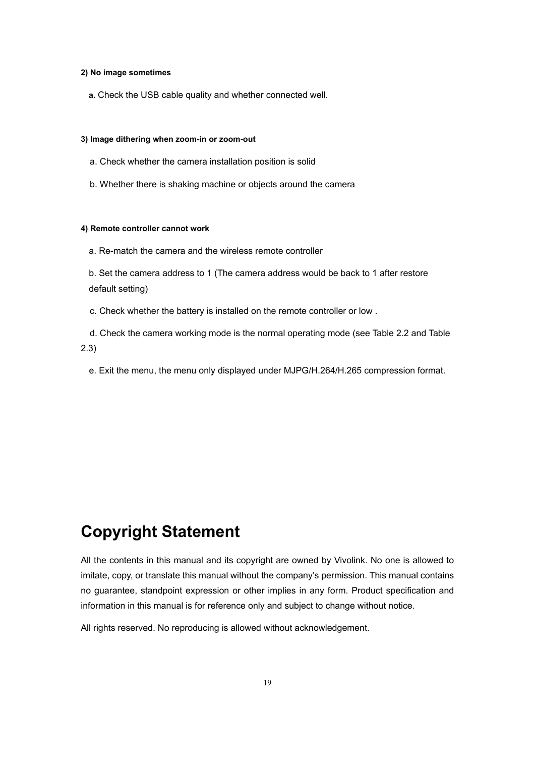**2) No image sometimes**

**a.** Check the USB cable quality and whether connected well.

**3) Image dithering when zoom-in or zoom-out**

a. Check whether the camera installation position is solid

b. Whether there is shaking machine or objects around the camera

**4) Remote controller cannot work**

a. Re-match the camera and the wireless remote controller

b. Set the camera address to 1 (The camera address would be back to 1 after restore default setting)

c. Check whether the battery is installed on the remote controller or low .

d. Check the camera working mode is the normal operating mode (see Table 2.2 and Table 2.3)

e. Exit the menu, the menu only displayed under MJPG/H.264/H.265 compression format.

# Copyright Statement

All the contents in this manual and its copyright are owned by Vivolink. No one is allowed to imitate, copy, or translate this manual without the company's permission. This manual contains no guarantee, standpoint expression or other implies in any form. Product specification and information in this manual is for reference only and subject to change without notice.

All rights reserved. No reproducing is allowed without acknowledgement.